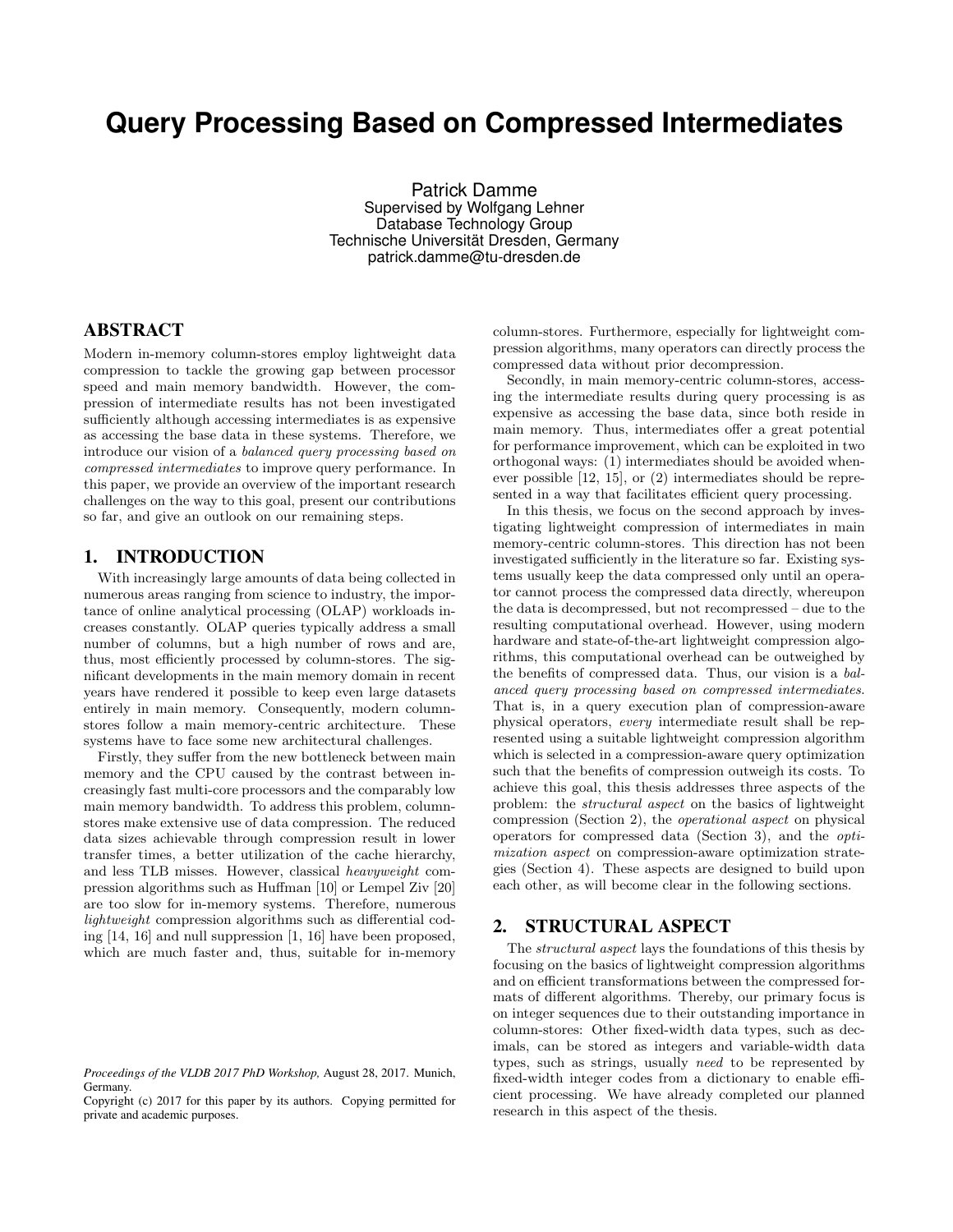# Query Processing Based on Compressed Intermediates

Patrick Damme
Supervised by Wolfgang Lehner
Database Technology Group
Technische Universität Dresden, Germany
patrick.damme@tu-dresden.de

## ABSTRACT

Modern in-memory column-stores employ lightweight data compression to tackle the growing gap between processor speed and main memory bandwidth. However, the compression of intermediate results has not been investigated sufficiently although accessing intermediates is as expensive as accessing the base data in these systems. Therefore, we introduce our vision of a *balanced query processing based on compressed intermediates* to improve query performance. In this paper, we provide an overview of the important research challenges on the way to this goal, present our contributions so far, and give an outlook on our remaining steps.

## 1. INTRODUCTION

With increasingly large amounts of data being collected in numerous areas ranging from science to industry, the importance of online analytical processing (OLAP) workloads increases constantly. OLAP queries typically address a small number of columns, but a high number of rows and are, thus, most efficiently processed by column-stores. The significant developments in the main memory domain in recent years have rendered it possible to keep even large datasets entirely in main memory. Consequently, modern column-stores follow a main memory-centric architecture. These systems have to face some new architectural challenges.

Firstly, they suffer from the new bottleneck between main memory and the CPU caused by the contrast between increasingly fast multi-core processors and the comparably low main memory bandwidth. To address this problem, column-stores make extensive use of data compression. The reduced data sizes achievable through compression result in lower transfer times, a better utilization of the cache hierarchy, and less TLB misses. However, classical *heavyweight* compression algorithms such as Huffman [10] or Lempel Ziv [20] are too slow for in-memory systems. Therefore, numerous *lightweight* compression algorithms such as differential coding [14, 16] and null suppression [1, 16] have been proposed, which are much faster and, thus, suitable for in-memory column-stores. Furthermore, especially for lightweight compression algorithms, many operators can directly process the compressed data without prior decompression.

Secondly, in main memory-centric column-stores, accessing the intermediate results during query processing is as expensive as accessing the base data, since both reside in main memory. Thus, intermediates offer a great potential for performance improvement, which can be exploited in two orthogonal ways: (1) intermediates should be avoided whenever possible [12, 15], or (2) intermediates should be represented in a way that facilitates efficient query processing.

In this thesis, we focus on the second approach by investigating lightweight compression of intermediates in main memory-centric column-stores. This direction has not been investigated sufficiently in the literature so far. Existing systems usually keep the data compressed only until an operator cannot process the compressed data directly, whereupon the data is decompressed, but not recompressed – due to the resulting computational overhead. However, using modern hardware and state-of-the-art lightweight compression algorithms, this computational overhead can be outweighed by the benefits of compressed data. Thus, our vision is a *balanced query processing based on compressed intermediates*. That is, in a query execution plan of compression-aware physical operators, *every* intermediate result shall be represented using a suitable lightweight compression algorithm which is selected in a compression-aware query optimization such that the benefits of compression outweigh its costs. To achieve this goal, this thesis addresses three aspects of the problem: the *structural aspect* on the basics of lightweight compression (Section 2), the *operational aspect* on physical operators for compressed data (Section 3), and the *optimization aspect* on compression-aware optimization strategies (Section 4). These aspects are designed to build upon each other, as will become clear in the following sections.

## 2. STRUCTURAL ASPECT

The *structural aspect* lays the foundations of this thesis by focusing on the basics of lightweight compression algorithms and on efficient transformations between the compressed formats of different algorithms. Thereby, our primary focus is on integer sequences due to their outstanding importance in column-stores: Other fixed-width data types, such as decimals, can be stored as integers and variable-width data types, such as strings, usually *need* to be represented by fixed-width integer codes from a dictionary to enable efficient processing. We have already completed our planned research in this aspect of the thesis.

*Proceedings of the VLDB 2017 PhD Workshop,* August 28, 2017. Munich, Germany.
Copyright (c) 2017 for this paper by its authors. Copying permitted for private and academic purposes.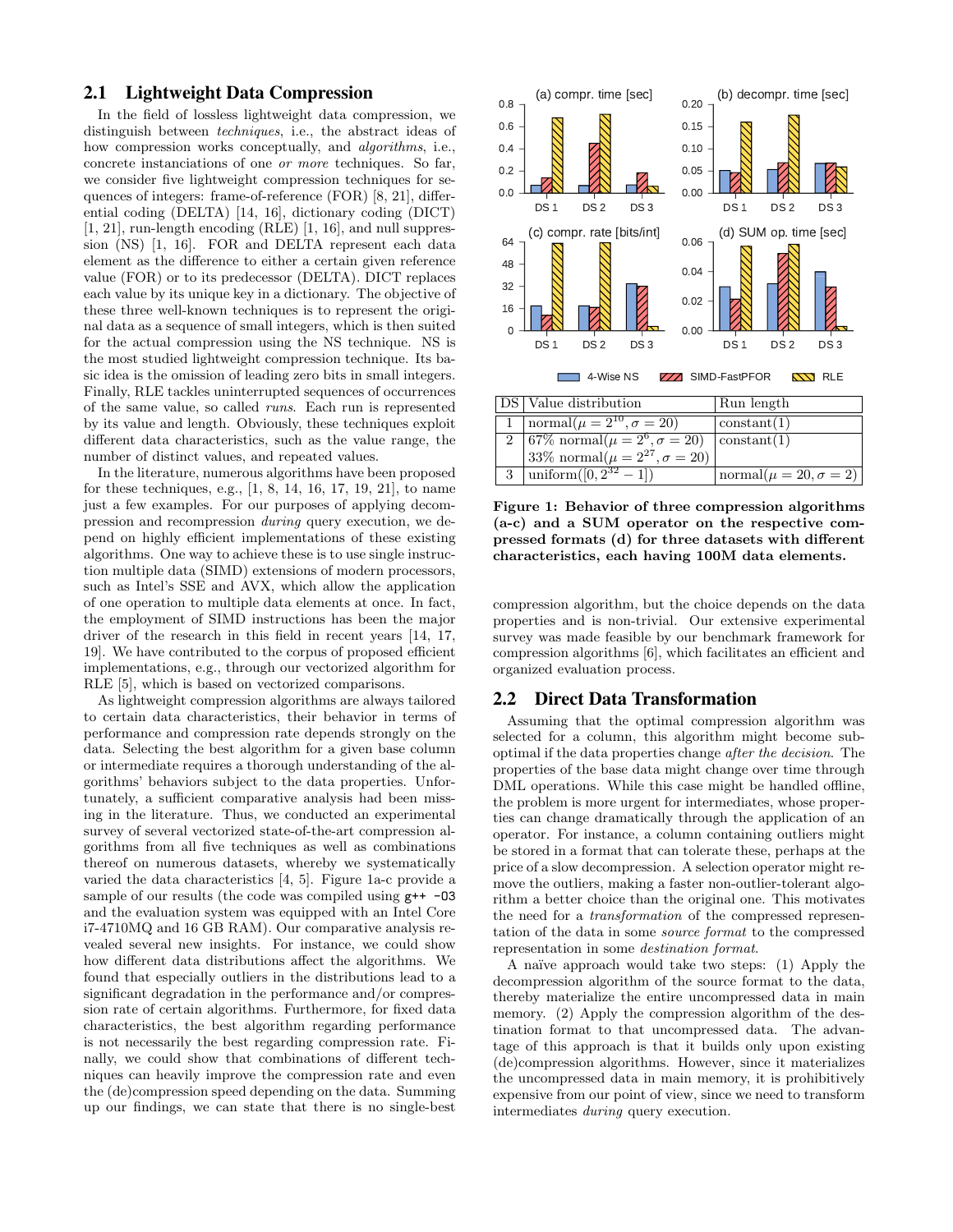## 2.1 Lightweight Data Compression

In the field of lossless lightweight data compression, we distinguish between *techniques*, i.e., the abstract ideas of how compression works conceptually, and *algorithms*, i.e., concrete instanciations of one *or more* techniques. So far, we consider five lightweight compression techniques for sequences of integers: frame-of-reference (FOR) [8, 21], differential coding (DELTA) [14, 16], dictionary coding (DICT) [1, 21], run-length encoding (RLE) [1, 16], and null suppression (NS) [1, 16]. FOR and DELTA represent each data element as the difference to either a certain given reference value (FOR) or to its predecessor (DELTA). DICT replaces each value by its unique key in a dictionary. The objective of these three well-known techniques is to represent the original data as a sequence of small integers, which is then suited for the actual compression using the NS technique. NS is the most studied lightweight compression technique. Its basic idea is the omission of leading zero bits in small integers. Finally, RLE tackles uninterrupted sequences of occurrences of the same value, so called *runs*. Each run is represented by its value and length. Obviously, these techniques exploit different data characteristics, such as the value range, the number of distinct values, and repeated values.

In the literature, numerous algorithms have been proposed for these techniques, e.g., [1, 8, 14, 16, 17, 19, 21], to name just a few examples. For our purposes of applying decompression and recompression *during* query execution, we depend on highly efficient implementations of these existing algorithms. One way to achieve these is to use single instruction multiple data (SIMD) extensions of modern processors, such as Intel's SSE and AVX, which allow the application of one operation to multiple data elements at once. In fact, the employment of SIMD instructions has been the major driver of the research in this field in recent years [14, 17, 19]. We have contributed to the corpus of proposed efficient implementations, e.g., through our vectorized algorithm for RLE [5], which is based on vectorized comparisons.

As lightweight compression algorithms are always tailored to certain data characteristics, their behavior in terms of performance and compression rate depends strongly on the data. Selecting the best algorithm for a given base column or intermediate requires a thorough understanding of the algorithms' behaviors subject to the data properties. Unfortunately, a sufficient comparative analysis had been missing in the literature. Thus, we conducted an experimental survey of several vectorized state-of-the-art compression algorithms from all five techniques as well as combinations thereof on numerous datasets, whereby we systematically varied the data characteristics [4, 5]. Figure 1a-c provide a sample of our results (the code was compiled using `g++ -O3` and the evaluation system was equipped with an Intel Core i7-4710MQ and 16 GB RAM). Our comparative analysis revealed several new insights. For instance, we could show how different data distributions affect the algorithms. We found that especially outliers in the distributions lead to a significant degradation in the performance and/or compression rate of certain algorithms. Furthermore, for fixed data characteristics, the best algorithm regarding performance is not necessarily the best regarding compression rate. Finally, we could show that combinations of different techniques can heavily improve the compression rate and even the (de)compression speed depending on the data. Summing up our findings, we can state that there is no single-best compression algorithm, but the choice depends on the data properties and is non-trivial. Our extensive experimental survey was made feasible by our benchmark framework for compression algorithms [6], which facilitates an efficient and organized evaluation process.

| DS | Value distribution | Run length |
|---|---|---|
| 1 | normal($\mu = 2^{10}, \sigma = 20$) | constant(1) |
| 2 | 67% normal($\mu = 2^{6}, \sigma = 20$) 33% normal($\mu = 2^{27}, \sigma = 20$) | constant(1) |
| 3 | uniform($[0, 2^{32} - 1]$) | normal($\mu = 20, \sigma = 2$) |

**Figure 1: Behavior of three compression algorithms (a-c) and a SUM operator on the respective compressed formats (d) for three datasets with different characteristics, each having 100M data elements.**

## 2.2 Direct Data Transformation

Assuming that the optimal compression algorithm was selected for a column, this algorithm might become suboptimal if the data properties change *after the decision*. The properties of the base data might change over time through DML operations. While this case might be handled offline, the problem is more urgent for intermediates, whose properties can change dramatically through the application of an operator. For instance, a column containing outliers might be stored in a format that can tolerate these, perhaps at the price of a slow decompression. A selection operator might remove the outliers, making a faster non-outlier-tolerant algorithm a better choice than the original one. This motivates the need for a *transformation* of the compressed representation of the data in some *source format* to the compressed representation in some *destination format*.

A naïve approach would take two steps: (1) Apply the decompression algorithm of the source format to the data, thereby materialize the entire uncompressed data in main memory. (2) Apply the compression algorithm of the destination format to that uncompressed data. The advantage of this approach is that it builds only upon existing (de)compression algorithms. However, since it materializes the uncompressed data in main memory, it is prohibitively expensive from our point of view, since we need to transform intermediates *during* query execution.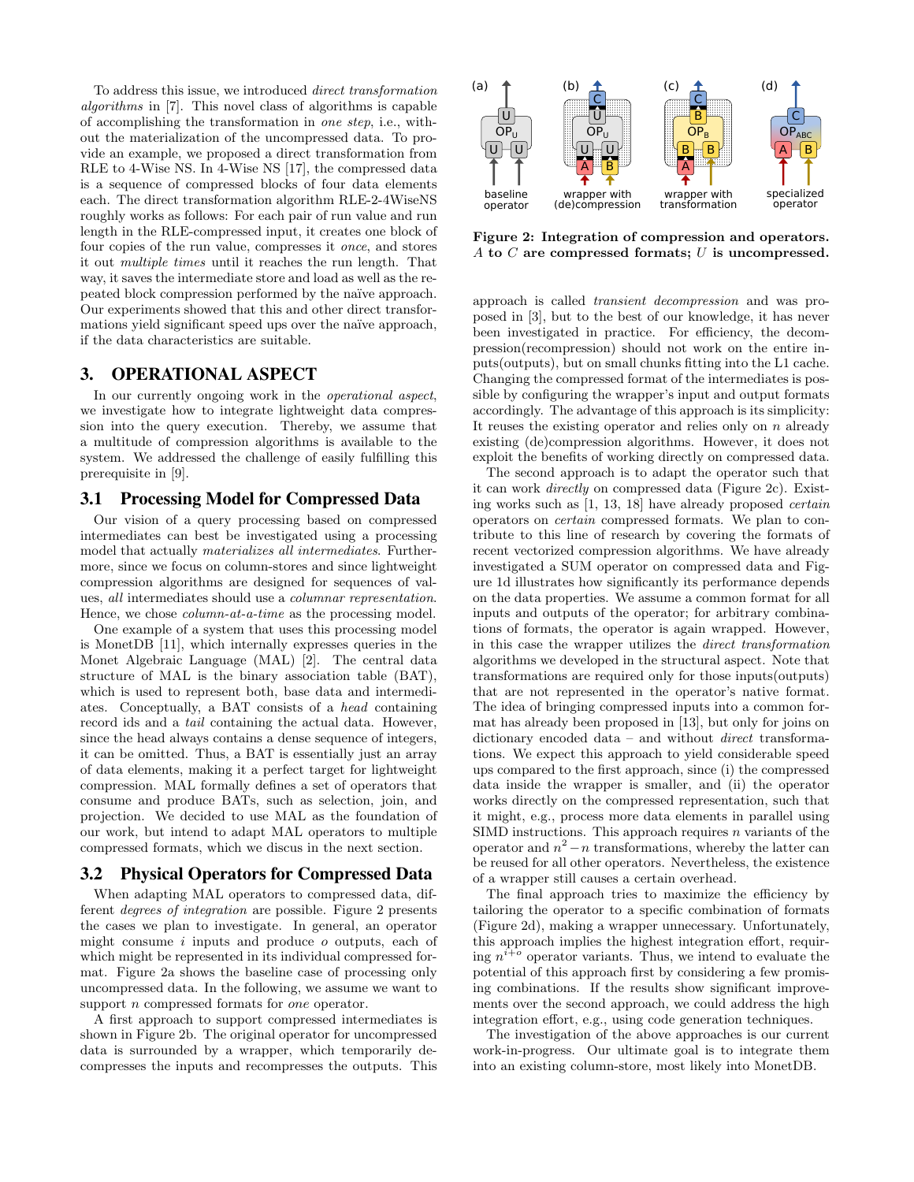To address this issue, we introduced *direct transformation algorithms* in [7]. This novel class of algorithms is capable of accomplishing the transformation in *one step*, i.e., without the materialization of the uncompressed data. To provide an example, we proposed a direct transformation from RLE to 4-Wise NS. In 4-Wise NS [17], the compressed data is a sequence of compressed blocks of four data elements each. The direct transformation algorithm RLE-2-4WiseNS roughly works as follows: For each pair of run value and run length in the RLE-compressed input, it creates one block of four copies of the run value, compresses it *once*, and stores it out *multiple times* until it reaches the run length. That way, it saves the intermediate store and load as well as the repeated block compression performed by the naïve approach. Our experiments showed that this and other direct transformations yield significant speed ups over the naïve approach, if the data characteristics are suitable.

## 3. OPERATIONAL ASPECT

In our currently ongoing work in the *operational aspect*, we investigate how to integrate lightweight data compression into the query execution. Thereby, we assume that a multitude of compression algorithms is available to the system. We addressed the challenge of easily fulfilling this prerequisite in [9].

### 3.1 Processing Model for Compressed Data

Our vision of a query processing based on compressed intermediates can best be investigated using a processing model that actually *materializes all intermediates*. Furthermore, since we focus on column-stores and since lightweight compression algorithms are designed for sequences of values, *all* intermediates should use a *columnar representation*. Hence, we chose *column-at-a-time* as the processing model.

One example of a system that uses this processing model is MonetDB [11], which internally expresses queries in the Monet Algebraic Language (MAL) [2]. The central data structure of MAL is the binary association table (BAT), which is used to represent both, base data and intermediates. Conceptually, a BAT consists of a *head* containing record ids and a *tail* containing the actual data. However, since the head always contains a dense sequence of integers, it can be omitted. Thus, a BAT is essentially just an array of data elements, making it a perfect target for lightweight compression. MAL formally defines a set of operators that consume and produce BATs, such as selection, join, and projection. We decided to use MAL as the foundation of our work, but intend to adapt MAL operators to multiple compressed formats, which we discus in the next section.

### 3.2 Physical Operators for Compressed Data

When adapting MAL operators to compressed data, different *degrees of integration* are possible. Figure 2 presents the cases we plan to investigate. In general, an operator might consume $i$ inputs and produce $o$ outputs, each of which might be represented in its individual compressed format. Figure 2a shows the baseline case of processing only uncompressed data. In the following, we assume we want to support $n$ compressed formats for *one* operator.

A first approach to support compressed intermediates is shown in Figure 2b. The original operator for uncompressed data is surrounded by a wrapper, which temporarily decompresses the inputs and recompresses the outputs. This approach is called *transient decompression* and was proposed in [3], but to the best of our knowledge, it has never been investigated in practice. For efficiency, the decompression(recompression) should not work on the entire inputs(outputs), but on small chunks fitting into the L1 cache. Changing the compressed format of the intermediates is possible by configuring the wrapper's input and output formats accordingly. The advantage of this approach is its simplicity: It reuses the existing operator and relies only on $n$ already existing (de)compression algorithms. However, it does not exploit the benefits of working directly on compressed data.

**Figure 2: Integration of compression and operators. $A$ to $C$ are compressed formats; $U$ is uncompressed.**

The second approach is to adapt the operator such that it can work *directly* on compressed data (Figure 2c). Existing works such as [1, 13, 18] have already proposed *certain* operators on *certain* compressed formats. We plan to contribute to this line of research by covering the formats of recent vectorized compression algorithms. We have already investigated a SUM operator on compressed data and Figure 1d illustrates how significantly its performance depends on the data properties. We assume a common format for all inputs and outputs of the operator; for arbitrary combinations of formats, the operator is again wrapped. However, in this case the wrapper utilizes the *direct transformation* algorithms we developed in the structural aspect. Note that transformations are required only for those inputs(outputs) that are not represented in the operator's native format. The idea of bringing compressed inputs into a common format has already been proposed in [13], but only for joins on dictionary encoded data – and without *direct* transformations. We expect this approach to yield considerable speed ups compared to the first approach, since (i) the compressed data inside the wrapper is smaller, and (ii) the operator works directly on the compressed representation, such that it might, e.g., process more data elements in parallel using SIMD instructions. This approach requires $n$ variants of the operator and $n^2 - n$ transformations, whereby the latter can be reused for all other operators. Nevertheless, the existence of a wrapper still causes a certain overhead.

The final approach tries to maximize the efficiency by tailoring the operator to a specific combination of formats (Figure 2d), making a wrapper unnecessary. Unfortunately, this approach implies the highest integration effort, requiring $n^{i+o}$ operator variants. Thus, we intend to evaluate the potential of this approach first by considering a few promising combinations. If the results show significant improvements over the second approach, we could address the high integration effort, e.g., using code generation techniques.

The investigation of the above approaches is our current work-in-progress. Our ultimate goal is to integrate them into an existing column-store, most likely into MonetDB.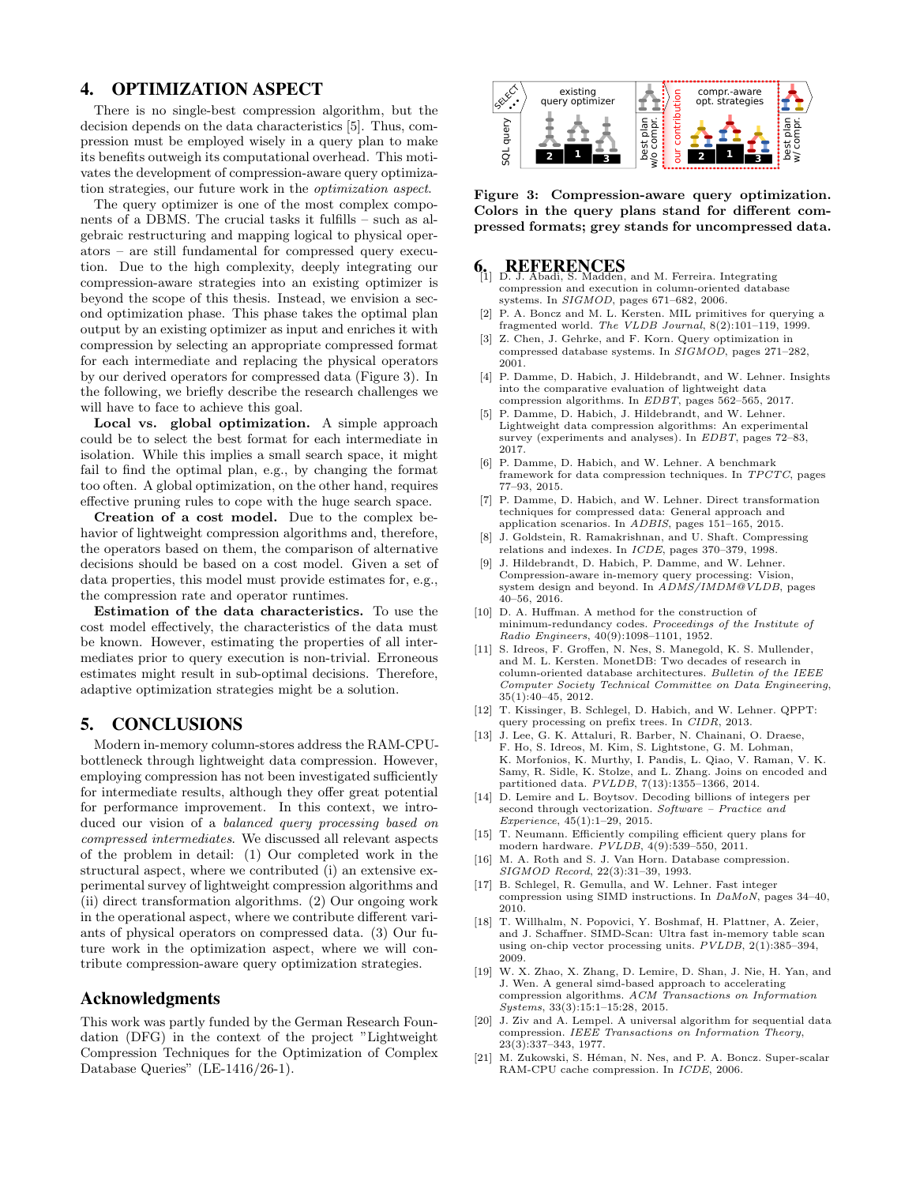## 4. OPTIMIZATION ASPECT

There is no single-best compression algorithm, but the decision depends on the data characteristics [5]. Thus, compression must be employed wisely in a query plan to make its benefits outweigh its computational overhead. This motivates the development of compression-aware query optimization strategies, our future work in the *optimization aspect*.

The query optimizer is one of the most complex components of a DBMS. The crucial tasks it fulfills – such as algebraic restructuring and mapping logical to physical operators – are still fundamental for compressed query execution. Due to the high complexity, deeply integrating our compression-aware strategies into an existing optimizer is beyond the scope of this thesis. Instead, we envision a second optimization phase. This phase takes the optimal plan output by an existing optimizer as input and enriches it with compression by selecting an appropriate compressed format for each intermediate and replacing the physical operators by our derived operators for compressed data (Figure 3). In the following, we briefly describe the research challenges we will have to face to achieve this goal.

**Local vs. global optimization.** A simple approach could be to select the best format for each intermediate in isolation. While this implies a small search space, it might fail to find the optimal plan, e.g., by changing the format too often. A global optimization, on the other hand, requires effective pruning rules to cope with the huge search space.

**Creation of a cost model.** Due to the complex behavior of lightweight compression algorithms and, therefore, the operators based on them, the comparison of alternative decisions should be based on a cost model. Given a set of data properties, this model must provide estimates for, e.g., the compression rate and operator runtimes.

**Estimation of the data characteristics.** To use the cost model effectively, the characteristics of the data must be known. However, estimating the properties of all intermediates prior to query execution is non-trivial. Erroneous estimates might result in sub-optimal decisions. Therefore, adaptive optimization strategies might be a solution.

SELECT ...
SQL query
existing query optimizer
2 1 3
best plan w/o compr.
our contribution
compr.-aware opt. strategies
2 1 3
best plan w/ compr.

**Figure 3: Compression-aware query optimization. Colors in the query plans stand for different compressed formats; grey stands for uncompressed data.**

## 5. CONCLUSIONS

Modern in-memory column-stores address the RAM-CPU-bottleneck through lightweight data compression. However, employing compression has not been investigated sufficiently for intermediate results, although they offer great potential for performance improvement. In this context, we introduced our vision of a *balanced query processing based on compressed intermediates*. We discussed all relevant aspects of the problem in detail: (1) Our completed work in the structural aspect, where we contributed (i) an extensive experimental survey of lightweight compression algorithms and (ii) direct transformation algorithms. (2) Our ongoing work in the operational aspect, where we contribute different variants of physical operators on compressed data. (3) Our future work in the optimization aspect, where we will contribute compression-aware query optimization strategies.

## Acknowledgments

This work was partly funded by the German Research Foundation (DFG) in the context of the project "Lightweight Compression Techniques for the Optimization of Complex Database Queries" (LE-1416/26-1).

## 6. REFERENCES

[1] D. J. Abadi, S. Madden, and M. Ferreira. Integrating compression and execution in column-oriented database systems. In *SIGMOD*, pages 671–682, 2006.

[2] P. A. Boncz and M. L. Kersten. MIL primitives for querying a fragmented world. *The VLDB Journal*, 8(2):101–119, 1999.

[3] Z. Chen, J. Gehrke, and F. Korn. Query optimization in compressed database systems. In *SIGMOD*, pages 271–282, 2001.

[4] P. Damme, D. Habich, J. Hildebrandt, and W. Lehner. Insights into the comparative evaluation of lightweight data compression algorithms. In *EDBT*, pages 562–565, 2017.

[5] P. Damme, D. Habich, J. Hildebrandt, and W. Lehner. Lightweight data compression algorithms: An experimental survey (experiments and analyses). In *EDBT*, pages 72–83, 2017.

[6] P. Damme, D. Habich, and W. Lehner. A benchmark framework for data compression techniques. In *TPCTC*, pages 77–93, 2015.

[7] P. Damme, D. Habich, and W. Lehner. Direct transformation techniques for compressed data: General approach and application scenarios. In *ADBIS*, pages 151–165, 2015.

[8] J. Goldstein, R. Ramakrishnan, and U. Shaft. Compressing relations and indexes. In *ICDE*, pages 370–379, 1998.

[9] J. Hildebrandt, D. Habich, P. Damme, and W. Lehner. Compression-aware in-memory query processing: Vision, system design and beyond. In *ADMS/IMDM@VLDB*, pages 40–56, 2016.

[10] D. A. Huffman. A method for the construction of minimum-redundancy codes. *Proceedings of the Institute of Radio Engineers*, 40(9):1098–1101, 1952.

[11] S. Idreos, F. Groffen, N. Nes, S. Manegold, K. S. Mullender, and M. L. Kersten. MonetDB: Two decades of research in column-oriented database architectures. *Bulletin of the IEEE Computer Society Technical Committee on Data Engineering*, 35(1):40–45, 2012.

[12] T. Kissinger, B. Schlegel, D. Habich, and W. Lehner. QPPT: query processing on prefix trees. In *CIDR*, 2013.

[13] J. Lee, G. K. Attaluri, R. Barber, N. Chainani, O. Draese, F. Ho, S. Idreos, M. Kim, S. Lightstone, G. M. Lohman, K. Morfonios, K. Murthy, I. Pandis, L. Qiao, V. Raman, V. K. Samy, R. Sidle, K. Stolze, and L. Zhang. Joins on encoded and partitioned data. *PVLDB*, 7(13):1355–1366, 2014.

[14] D. Lemire and L. Boytsov. Decoding billions of integers per second through vectorization. *Software – Practice and Experience*, 45(1):1–29, 2015.

[15] T. Neumann. Efficiently compiling efficient query plans for modern hardware. *PVLDB*, 4(9):539–550, 2011.

[16] M. A. Roth and S. J. Van Horn. Database compression. *SIGMOD Record*, 22(3):31–39, 1993.

[17] B. Schlegel, R. Gemulla, and W. Lehner. Fast integer compression using SIMD instructions. In *DaMoN*, pages 34–40, 2010.

[18] T. Willhalm, N. Popovici, Y. Boshmaf, H. Plattner, A. Zeier, and J. Schaffner. SIMD-Scan: Ultra fast in-memory table scan using on-chip vector processing units. *PVLDB*, 2(1):385–394, 2009.

[19] W. X. Zhao, X. Zhang, D. Lemire, D. Shan, J. Nie, H. Yan, and J. Wen. A general simd-based approach to accelerating compression algorithms. *ACM Transactions on Information Systems*, 33(3):15:1–15:28, 2015.

[20] J. Ziv and A. Lempel. A universal algorithm for sequential data compression. *IEEE Transactions on Information Theory*, 23(3):337–343, 1977.

[21] M. Zukowski, S. Héman, N. Nes, and P. A. Boncz. Super-scalar RAM-CPU cache compression. In *ICDE*, 2006.